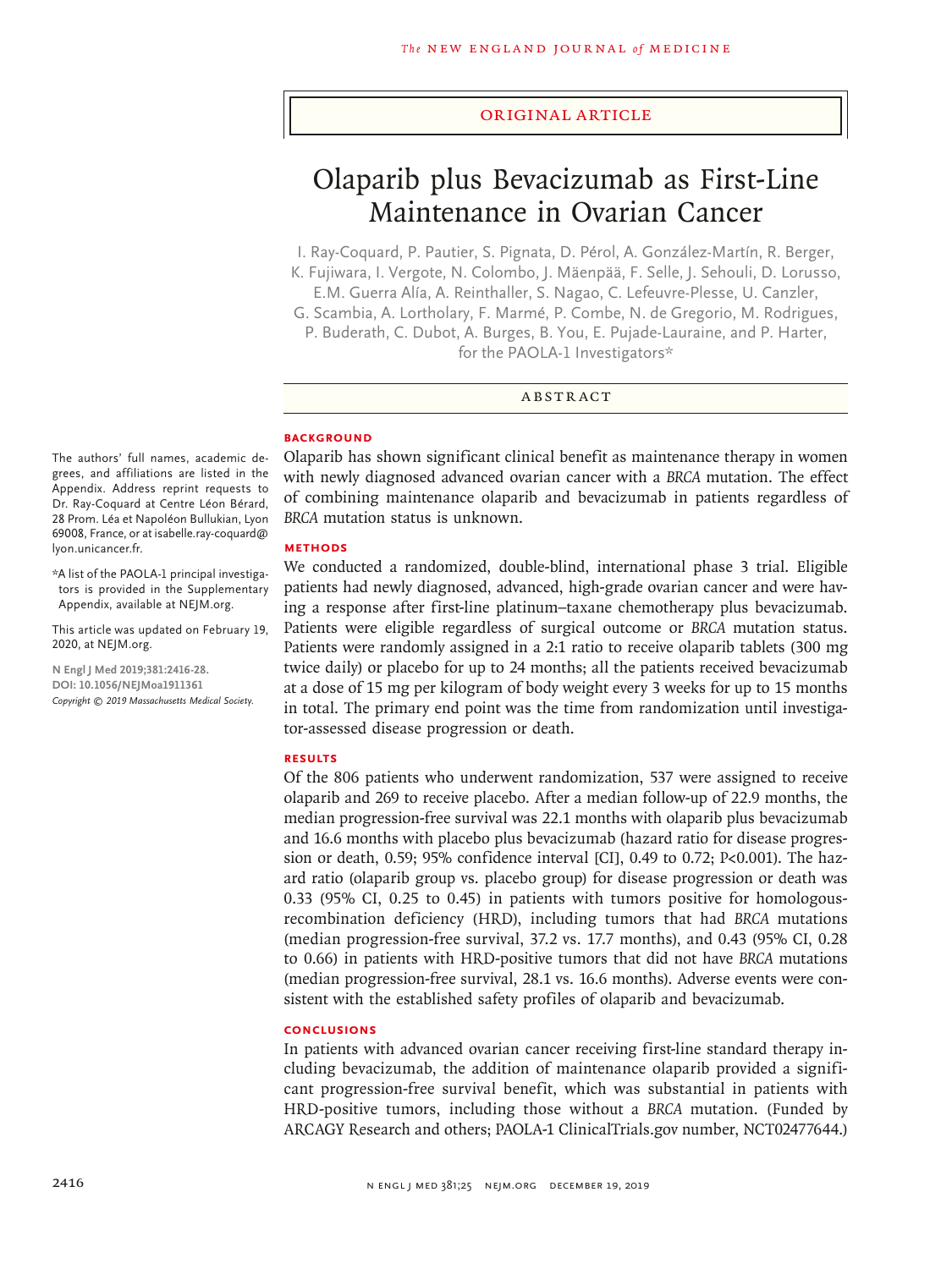ORIGINAL ARTICLE

# Olaparib plus Bevacizumab as First-Line Maintenance in Ovarian Cancer

I. Ray-Coquard, P. Pautier, S. Pignata, D. Pérol, A. González-Martín, R. Berger, K. Fujiwara, I. Vergote, N. Colombo, J. Mäenpää, F. Selle, J. Sehouli, D. Lorusso, E.M. Guerra Alía, A. Reinthaller, S. Nagao, C. Lefeuvre-Plesse, U. Canzler, G. Scambia, A. Lortholary, F. Marmé, P. Combe, N. de Gregorio, M. Rodrigues, P. Buderath, C. Dubot, A. Burges, B. You, E. Pujade-Lauraine, and P. Harter, for the PAOLA-1 Investigators*

## ABSTRACT

### BACKGROUND

Olaparib has shown significant clinical benefit as maintenance therapy in women with newly diagnosed advanced ovarian cancer with a *BRCA* mutation. The effect of combining maintenance olaparib and bevacizumab in patients regardless of *BRCA* mutation status is unknown.

### METHODS

We conducted a randomized, double-blind, international phase 3 trial. Eligible patients had newly diagnosed, advanced, high-grade ovarian cancer and were having a response after first-line platinum–taxane chemotherapy plus bevacizumab. Patients were eligible regardless of surgical outcome or *BRCA* mutation status. Patients were randomly assigned in a 2:1 ratio to receive olaparib tablets (300 mg twice daily) or placebo for up to 24 months; all the patients received bevacizumab at a dose of 15 mg per kilogram of body weight every 3 weeks for up to 15 months in total. The primary end point was the time from randomization until investigator-assessed disease progression or death.

### RESULTS

Of the 806 patients who underwent randomization, 537 were assigned to receive olaparib and 269 to receive placebo. After a median follow-up of 22.9 months, the median progression-free survival was 22.1 months with olaparib plus bevacizumab and 16.6 months with placebo plus bevacizumab (hazard ratio for disease progression or death, 0.59; 95% confidence interval [CI], 0.49 to 0.72; P<0.001). The hazard ratio (olaparib group vs. placebo group) for disease progression or death was 0.33 (95% CI, 0.25 to 0.45) in patients with tumors positive for homologous-recombination deficiency (HRD), including tumors that had *BRCA* mutations (median progression-free survival, 37.2 vs. 17.7 months), and 0.43 (95% CI, 0.28 to 0.66) in patients with HRD-positive tumors that did not have *BRCA* mutations (median progression-free survival, 28.1 vs. 16.6 months). Adverse events were consistent with the established safety profiles of olaparib and bevacizumab.

### CONCLUSIONS

In patients with advanced ovarian cancer receiving first-line standard therapy including bevacizumab, the addition of maintenance olaparib provided a significant progression-free survival benefit, which was substantial in patients with HRD-positive tumors, including those without a *BRCA* mutation. (Funded by ARCAGY Research and others; PAOLA-1 ClinicalTrials.gov number, NCT02477644.)

The authors' full names, academic degrees, and affiliations are listed in the Appendix. Address reprint requests to Dr. Ray-Coquard at Centre Léon Bérard, 28 Prom. Léa et Napoléon Bullukian, Lyon 69008, France, or at isabelle.ray-coquard@lyon.unicancer.fr.

*A list of the PAOLA-1 principal investigators is provided in the Supplementary Appendix, available at NEJM.org.

This article was updated on February 19, 2020, at NEJM.org.

N Engl J Med 2019;381:2416-28.
DOI: 10.1056/NEJMoa1911361
Copyright © 2019 Massachusetts Medical Society.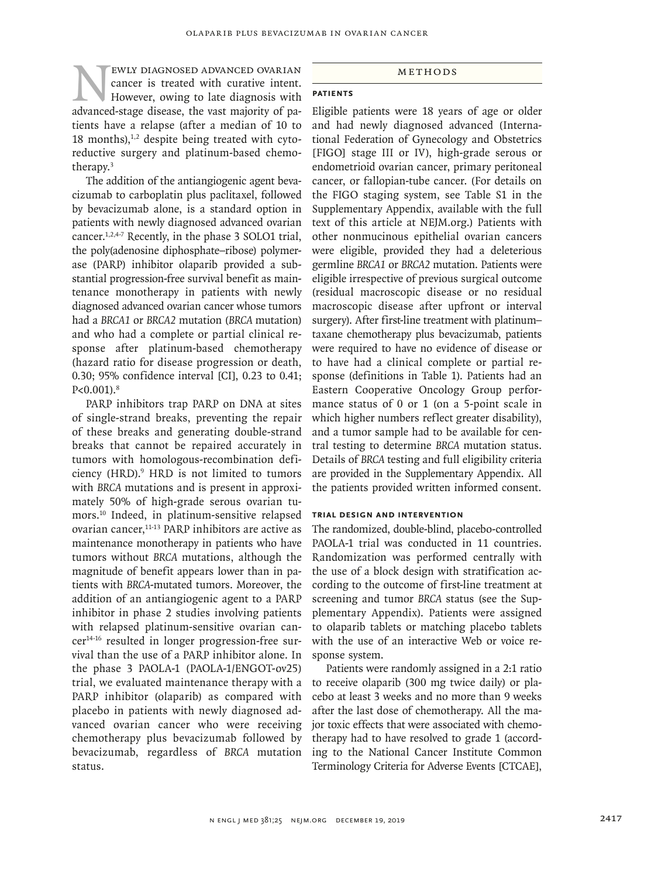Newly diagnosed advanced ovarian cancer is treated with curative intent. However, owing to late diagnosis with advanced-stage disease, the vast majority of patients have a relapse (after a median of 10 to 18 months),[1,2] despite being treated with cytoreductive surgery and platinum-based chemotherapy.[3]

The addition of the antiangiogenic agent bevacizumab to carboplatin plus paclitaxel, followed by bevacizumab alone, is a standard option in patients with newly diagnosed advanced ovarian cancer.[1,2,4-7] Recently, in the phase 3 SOLO1 trial, the poly(adenosine diphosphate–ribose) polymerase (PARP) inhibitor olaparib provided a substantial progression-free survival benefit as maintenance monotherapy in patients with newly diagnosed advanced ovarian cancer whose tumors had a *BRCA1* or *BRCA2* mutation (*BRCA* mutation) and who had a complete or partial clinical response after platinum-based chemotherapy (hazard ratio for disease progression or death, 0.30; 95% confidence interval [CI], 0.23 to 0.41; $P<0.001$).[8]

PARP inhibitors trap PARP on DNA at sites of single-strand breaks, preventing the repair of these breaks and generating double-strand breaks that cannot be repaired accurately in tumors with homologous-recombination deficiency (HRD).[9] HRD is not limited to tumors with *BRCA* mutations and is present in approximately 50% of high-grade serous ovarian tumors.[10] Indeed, in platinum-sensitive relapsed ovarian cancer,[11-13] PARP inhibitors are active as maintenance monotherapy in patients who have tumors without *BRCA* mutations, although the magnitude of benefit appears lower than in patients with *BRCA*-mutated tumors. Moreover, the addition of an antiangiogenic agent to a PARP inhibitor in phase 2 studies involving patients with relapsed platinum-sensitive ovarian cancer[14-16] resulted in longer progression-free survival than the use of a PARP inhibitor alone. In the phase 3 PAOLA-1 (PAOLA-1/ENGOT-ov25) trial, we evaluated maintenance therapy with a PARP inhibitor (olaparib) as compared with placebo in patients with newly diagnosed advanced ovarian cancer who were receiving chemotherapy plus bevacizumab followed by bevacizumab, regardless of *BRCA* mutation status.

## Methods

### Patients

Eligible patients were 18 years of age or older and had newly diagnosed advanced (International Federation of Gynecology and Obstetrics [FIGO] stage III or IV), high-grade serous or endometrioid ovarian cancer, primary peritoneal cancer, or fallopian-tube cancer. (For details on the FIGO staging system, see Table S1 in the Supplementary Appendix, available with the full text of this article at NEJM.org.) Patients with other nonmucinous epithelial ovarian cancers were eligible, provided they had a deleterious germline *BRCA1* or *BRCA2* mutation. Patients were eligible irrespective of previous surgical outcome (residual macroscopic disease or no residual macroscopic disease after upfront or interval surgery). After first-line treatment with platinum–taxane chemotherapy plus bevacizumab, patients were required to have no evidence of disease or to have had a clinical complete or partial response (definitions in Table 1). Patients had an Eastern Cooperative Oncology Group performance status of 0 or 1 (on a 5-point scale in which higher numbers reflect greater disability), and a tumor sample had to be available for central testing to determine *BRCA* mutation status. Details of *BRCA* testing and full eligibility criteria are provided in the Supplementary Appendix. All the patients provided written informed consent.

### Trial Design and Intervention

The randomized, double-blind, placebo-controlled PAOLA-1 trial was conducted in 11 countries. Randomization was performed centrally with the use of a block design with stratification according to the outcome of first-line treatment at screening and tumor *BRCA* status (see the Supplementary Appendix). Patients were assigned to olaparib tablets or matching placebo tablets with the use of an interactive Web or voice response system.

Patients were randomly assigned in a 2:1 ratio to receive olaparib (300 mg twice daily) or placebo at least 3 weeks and no more than 9 weeks after the last dose of chemotherapy. All the major toxic effects that were associated with chemotherapy had to have resolved to grade 1 (according to the National Cancer Institute Common Terminology Criteria for Adverse Events [CTCAE],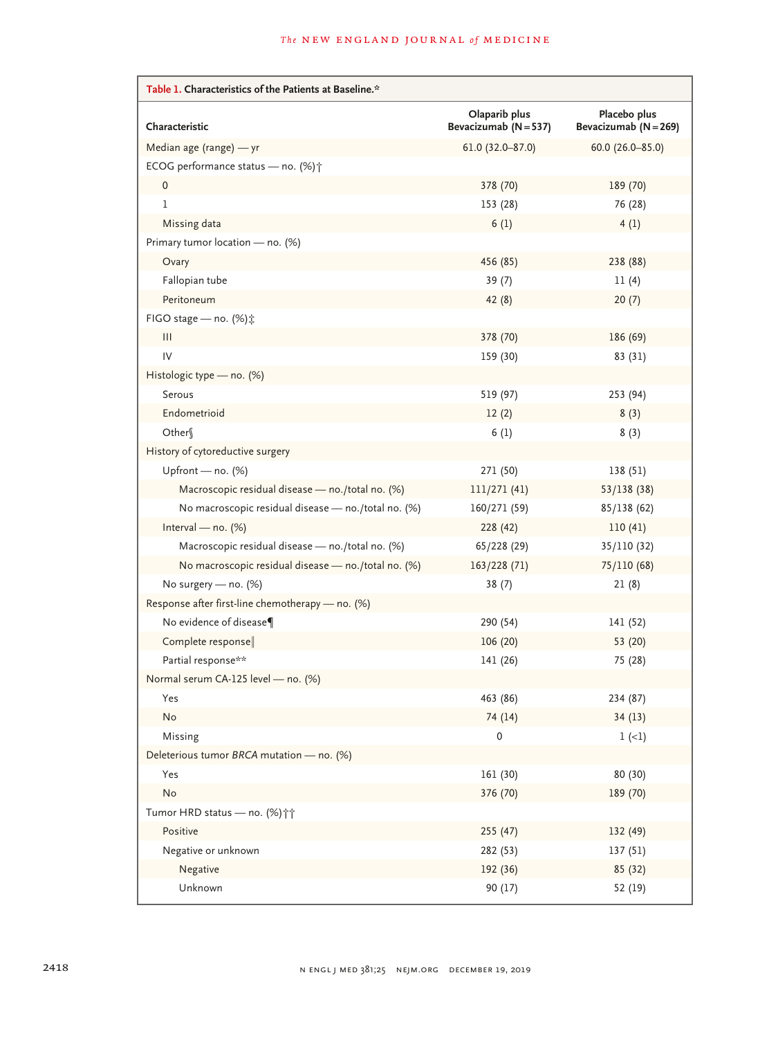**Table 1. Characteristics of the Patients at Baseline.***

| Characteristic | Olaparib plus Bevacizumab (N = 537) | Placebo plus Bevacizumab (N = 269) |
|---|---|---|
| Median age (range) — yr | 61.0 (32.0–87.0) | 60.0 (26.0–85.0) |
| ECOG performance status — no. (%)† | | |
| 0 | 378 (70) | 189 (70) |
| 1 | 153 (28) | 76 (28) |
| Missing data | 6 (1) | 4 (1) |
| Primary tumor location — no. (%) | | |
| Ovary | 456 (85) | 238 (88) |
| Fallopian tube | 39 (7) | 11 (4) |
| Peritoneum | 42 (8) | 20 (7) |
| FIGO stage — no. (%)‡ | | |
| III | 378 (70) | 186 (69) |
| IV | 159 (30) | 83 (31) |
| Histologic type — no. (%) | | |
| Serous | 519 (97) | 253 (94) |
| Endometrioid | 12 (2) | 8 (3) |
| Other§ | 6 (1) | 8 (3) |
| History of cytoreductive surgery | | |
| Upfront — no. (%) | 271 (50) | 138 (51) |
| Macroscopic residual disease — no./total no. (%) | 111/271 (41) | 53/138 (38) |
| No macroscopic residual disease — no./total no. (%) | 160/271 (59) | 85/138 (62) |
| Interval — no. (%) | 228 (42) | 110 (41) |
| Macroscopic residual disease — no./total no. (%) | 65/228 (29) | 35/110 (32) |
| No macroscopic residual disease — no./total no. (%) | 163/228 (71) | 75/110 (68) |
| No surgery — no. (%) | 38 (7) | 21 (8) |
| Response after first-line chemotherapy — no. (%) | | |
| No evidence of disease¶ | 290 (54) | 141 (52) |
| Complete response‖ | 106 (20) | 53 (20) |
| Partial response** | 141 (26) | 75 (28) |
| Normal serum CA-125 level — no. (%) | | |
| Yes | 463 (86) | 234 (87) |
| No | 74 (14) | 34 (13) |
| Missing | 0 | 1 (<1) |
| Deleterious tumor *BRCA* mutation — no. (%) | | |
| Yes | 161 (30) | 80 (30) |
| No | 376 (70) | 189 (70) |
| Tumor HRD status — no. (%)†† | | |
| Positive | 255 (47) | 132 (49) |
| Negative or unknown | 282 (53) | 137 (51) |
| Negative | 192 (36) | 85 (32) |
| Unknown | 90 (17) | 52 (19) |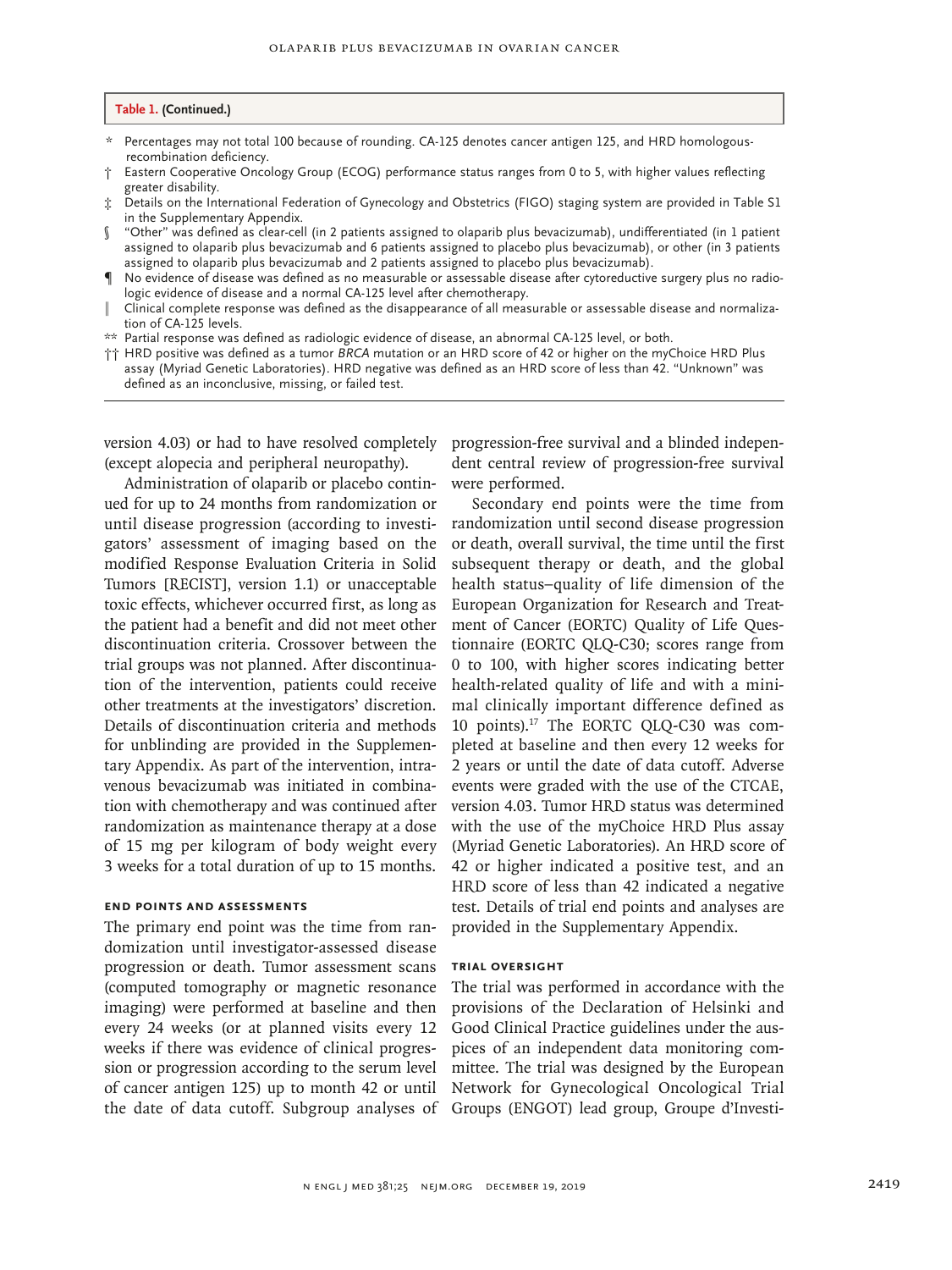**Table 1. (Continued.)**

\* Percentages may not total 100 because of rounding. CA-125 denotes cancer antigen 125, and HRD homologous-recombination deficiency.

† Eastern Cooperative Oncology Group (ECOG) performance status ranges from 0 to 5, with higher values reflecting greater disability.

‡ Details on the International Federation of Gynecology and Obstetrics (FIGO) staging system are provided in Table S1 in the Supplementary Appendix.

§ "Other" was defined as clear-cell (in 2 patients assigned to olaparib plus bevacizumab), undifferentiated (in 1 patient assigned to olaparib plus bevacizumab and 6 patients assigned to placebo plus bevacizumab), or other (in 3 patients assigned to olaparib plus bevacizumab and 2 patients assigned to placebo plus bevacizumab).

¶ No evidence of disease was defined as no measurable or assessable disease after cytoreductive surgery plus no radiologic evidence of disease and a normal CA-125 level after chemotherapy.

‖ Clinical complete response was defined as the disappearance of all measurable or assessable disease and normalization of CA-125 levels.

\*\* Partial response was defined as radiologic evidence of disease, an abnormal CA-125 level, or both.

†† HRD positive was defined as a tumor *BRCA* mutation or an HRD score of 42 or higher on the myChoice HRD Plus assay (Myriad Genetic Laboratories). HRD negative was defined as an HRD score of less than 42. "Unknown" was defined as an inconclusive, missing, or failed test.

version 4.03) or had to have resolved completely (except alopecia and peripheral neuropathy).

Administration of olaparib or placebo continued for up to 24 months from randomization or until disease progression (according to investigators' assessment of imaging based on the modified Response Evaluation Criteria in Solid Tumors [RECIST], version 1.1) or unacceptable toxic effects, whichever occurred first, as long as the patient had a benefit and did not meet other discontinuation criteria. Crossover between the trial groups was not planned. After discontinuation of the intervention, patients could receive other treatments at the investigators' discretion. Details of discontinuation criteria and methods for unblinding are provided in the Supplementary Appendix. As part of the intervention, intravenous bevacizumab was initiated in combination with chemotherapy and was continued after randomization as maintenance therapy at a dose of 15 mg per kilogram of body weight every 3 weeks for a total duration of up to 15 months.

### End Points and Assessments

The primary end point was the time from randomization until investigator-assessed disease progression or death. Tumor assessment scans (computed tomography or magnetic resonance imaging) were performed at baseline and then every 24 weeks (or at planned visits every 12 weeks if there was evidence of clinical progression or progression according to the serum level of cancer antigen 125) up to month 42 or until the date of data cutoff. Subgroup analyses of progression-free survival and a blinded independent central review of progression-free survival were performed.

Secondary end points were the time from randomization until second disease progression or death, overall survival, the time until the first subsequent therapy or death, and the global health status–quality of life dimension of the European Organization for Research and Treatment of Cancer (EORTC) Quality of Life Questionnaire (EORTC QLQ-C30; scores range from 0 to 100, with higher scores indicating better health-related quality of life and with a minimal clinically important difference defined as 10 points).[17] The EORTC QLQ-C30 was completed at baseline and then every 12 weeks for 2 years or until the date of data cutoff. Adverse events were graded with the use of the CTCAE, version 4.03. Tumor HRD status was determined with the use of the myChoice HRD Plus assay (Myriad Genetic Laboratories). An HRD score of 42 or higher indicated a positive test, and an HRD score of less than 42 indicated a negative test. Details of trial end points and analyses are provided in the Supplementary Appendix.

### Trial Oversight

The trial was performed in accordance with the provisions of the Declaration of Helsinki and Good Clinical Practice guidelines under the auspices of an independent data monitoring committee. The trial was designed by the European Network for Gynecological Oncological Trial Groups (ENGOT) lead group, Groupe d'Investi-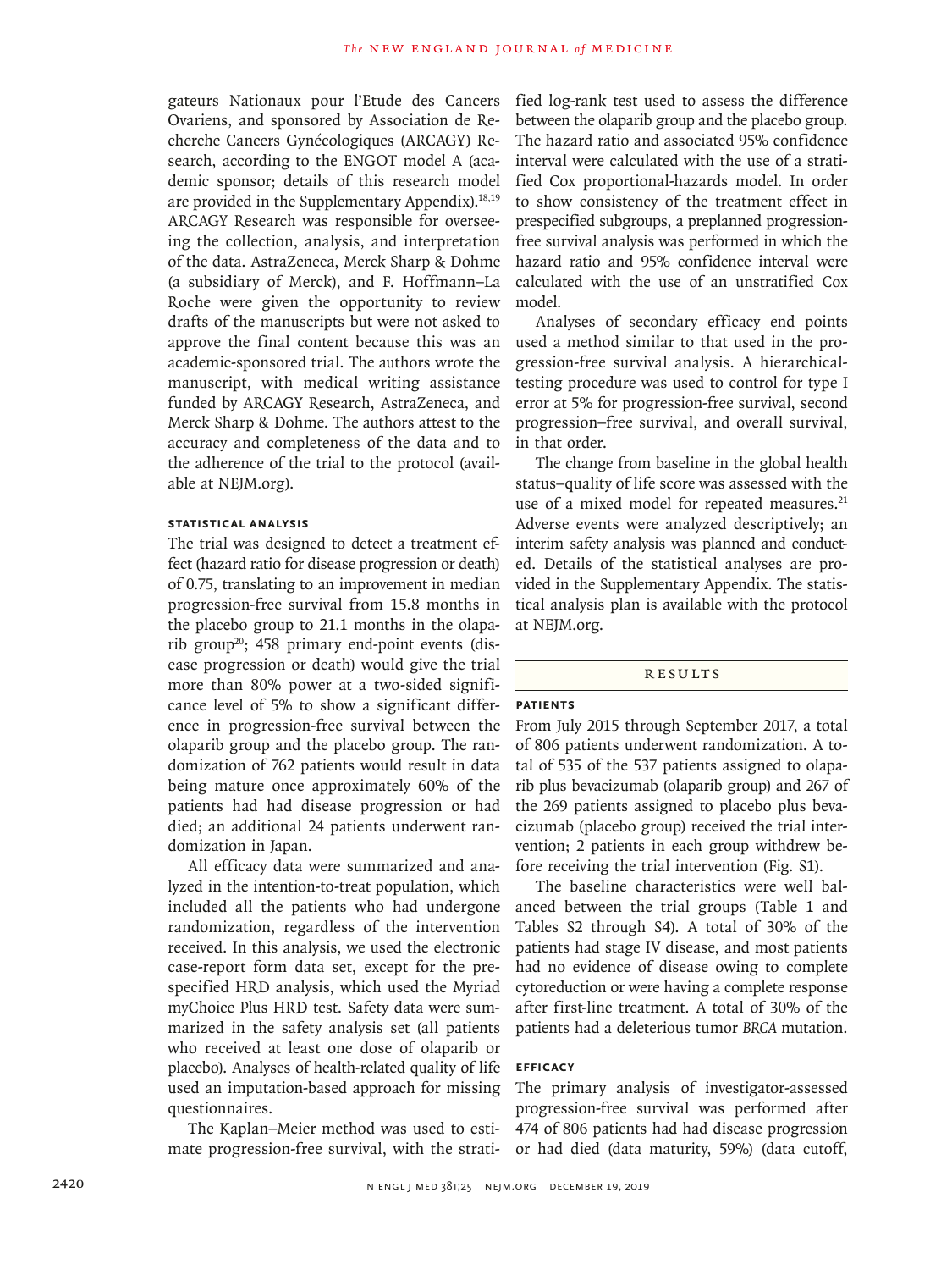gateurs Nationaux pour l'Etude des Cancers Ovariens, and sponsored by Association de Recherche Cancers Gynécologiques (ARCAGY) Research, according to the ENGOT model A (academic sponsor; details of this research model are provided in the Supplementary Appendix).[18,19] ARCAGY Research was responsible for overseeing the collection, analysis, and interpretation of the data. AstraZeneca, Merck Sharp & Dohme (a subsidiary of Merck), and F. Hoffmann–La Roche were given the opportunity to review drafts of the manuscripts but were not asked to approve the final content because this was an academic-sponsored trial. The authors wrote the manuscript, with medical writing assistance funded by ARCAGY Research, AstraZeneca, and Merck Sharp & Dohme. The authors attest to the accuracy and completeness of the data and to the adherence of the trial to the protocol (available at NEJM.org).

### Statistical Analysis

The trial was designed to detect a treatment effect (hazard ratio for disease progression or death) of 0.75, translating to an improvement in median progression-free survival from 15.8 months in the placebo group to 21.1 months in the olaparib group[20]; 458 primary end-point events (disease progression or death) would give the trial more than 80% power at a two-sided significance level of 5% to show a significant difference in progression-free survival between the olaparib group and the placebo group. The randomization of 762 patients would result in data being mature once approximately 60% of the patients had had disease progression or had died; an additional 24 patients underwent randomization in Japan.

All efficacy data were summarized and analyzed in the intention-to-treat population, which included all the patients who had undergone randomization, regardless of the intervention received. In this analysis, we used the electronic case-report form data set, except for the prespecified HRD analysis, which used the Myriad myChoice Plus HRD test. Safety data were summarized in the safety analysis set (all patients who received at least one dose of olaparib or placebo). Analyses of health-related quality of life used an imputation-based approach for missing questionnaires.

The Kaplan–Meier method was used to estimate progression-free survival, with the stratified log-rank test used to assess the difference between the olaparib group and the placebo group. The hazard ratio and associated 95% confidence interval were calculated with the use of a stratified Cox proportional-hazards model. In order to show consistency of the treatment effect in prespecified subgroups, a preplanned progression-free survival analysis was performed in which the hazard ratio and 95% confidence interval were calculated with the use of an unstratified Cox model.

Analyses of secondary efficacy end points used a method similar to that used in the progression-free survival analysis. A hierarchical-testing procedure was used to control for type I error at 5% for progression-free survival, second progression–free survival, and overall survival, in that order.

The change from baseline in the global health status–quality of life score was assessed with the use of a mixed model for repeated measures.[21] Adverse events were analyzed descriptively; an interim safety analysis was planned and conducted. Details of the statistical analyses are provided in the Supplementary Appendix. The statistical analysis plan is available with the protocol at NEJM.org.

## Results

### Patients

From July 2015 through September 2017, a total of 806 patients underwent randomization. A total of 535 of the 537 patients assigned to olaparib plus bevacizumab (olaparib group) and 267 of the 269 patients assigned to placebo plus bevacizumab (placebo group) received the trial intervention; 2 patients in each group withdrew before receiving the trial intervention (Fig. S1).

The baseline characteristics were well balanced between the trial groups (Table 1 and Tables S2 through S4). A total of 30% of the patients had stage IV disease, and most patients had no evidence of disease owing to complete cytoreduction or were having a complete response after first-line treatment. A total of 30% of the patients had a deleterious tumor *BRCA* mutation.

### Efficacy

The primary analysis of investigator-assessed progression-free survival was performed after 474 of 806 patients had had disease progression or had died (data maturity, 59%) (data cutoff,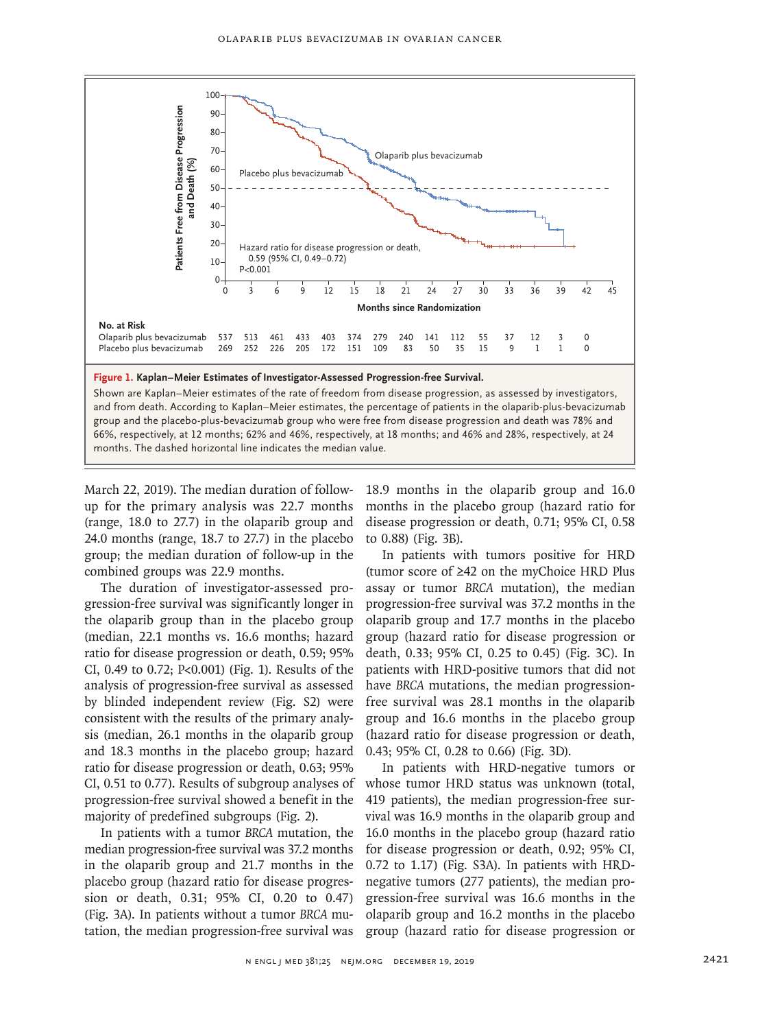**No. at Risk**

| | 0 | 3 | 6 | 9 | 12 | 15 | 18 | 21 | 24 | 27 | 30 | 33 | 36 | 39 | 42 |
|---|---|---|---|---|---|---|---|---|---|---|---|---|---|---|---|
| Olaparib plus bevacizumab | 537 | 513 | 461 | 433 | 403 | 374 | 279 | 240 | 141 | 112 | 55 | 37 | 12 | 3 | 0 |
| Placebo plus bevacizumab | 269 | 252 | 226 | 205 | 172 | 151 | 109 | 83 | 50 | 35 | 15 | 9 | 1 | 1 | 0 |

**Figure 1. Kaplan–Meier Estimates of Investigator-Assessed Progression-free Survival.**

Shown are Kaplan–Meier estimates of the rate of freedom from disease progression, as assessed by investigators, and from death. According to Kaplan–Meier estimates, the percentage of patients in the olaparib-plus-bevacizumab group and the placebo-plus-bevacizumab group who were free from disease progression and death was 78% and 66%, respectively, at 12 months; 62% and 46%, respectively, at 18 months; and 46% and 28%, respectively, at 24 months. The dashed horizontal line indicates the median value.

March 22, 2019). The median duration of follow-up for the primary analysis was 22.7 months (range, 18.0 to 27.7) in the olaparib group and 24.0 months (range, 18.7 to 27.7) in the placebo group; the median duration of follow-up in the combined groups was 22.9 months.

The duration of investigator-assessed progression-free survival was significantly longer in the olaparib group than in the placebo group (median, 22.1 months vs. 16.6 months; hazard ratio for disease progression or death, 0.59; 95% CI, 0.49 to 0.72; P<0.001) (Fig. 1). Results of the analysis of progression-free survival as assessed by blinded independent review (Fig. S2) were consistent with the results of the primary analysis (median, 26.1 months in the olaparib group and 18.3 months in the placebo group; hazard ratio for disease progression or death, 0.63; 95% CI, 0.51 to 0.77). Results of subgroup analyses of progression-free survival showed a benefit in the majority of predefined subgroups (Fig. 2).

In patients with a tumor *BRCA* mutation, the median progression-free survival was 37.2 months in the olaparib group and 21.7 months in the placebo group (hazard ratio for disease progression or death, 0.31; 95% CI, 0.20 to 0.47) (Fig. 3A). In patients without a tumor *BRCA* mutation, the median progression-free survival was 18.9 months in the olaparib group and 16.0 months in the placebo group (hazard ratio for disease progression or death, 0.71; 95% CI, 0.58 to 0.88) (Fig. 3B).

In patients with tumors positive for HRD (tumor score of ≥42 on the myChoice HRD Plus assay or tumor *BRCA* mutation), the median progression-free survival was 37.2 months in the olaparib group and 17.7 months in the placebo group (hazard ratio for disease progression or death, 0.33; 95% CI, 0.25 to 0.45) (Fig. 3C). In patients with HRD-positive tumors that did not have *BRCA* mutations, the median progression-free survival was 28.1 months in the olaparib group and 16.6 months in the placebo group (hazard ratio for disease progression or death, 0.43; 95% CI, 0.28 to 0.66) (Fig. 3D).

In patients with HRD-negative tumors or whose tumor HRD status was unknown (total, 419 patients), the median progression-free survival was 16.9 months in the olaparib group and 16.0 months in the placebo group (hazard ratio for disease progression or death, 0.92; 95% CI, 0.72 to 1.17) (Fig. S3A). In patients with HRD-negative tumors (277 patients), the median progression-free survival was 16.6 months in the olaparib group and 16.2 months in the placebo group (hazard ratio for disease progression or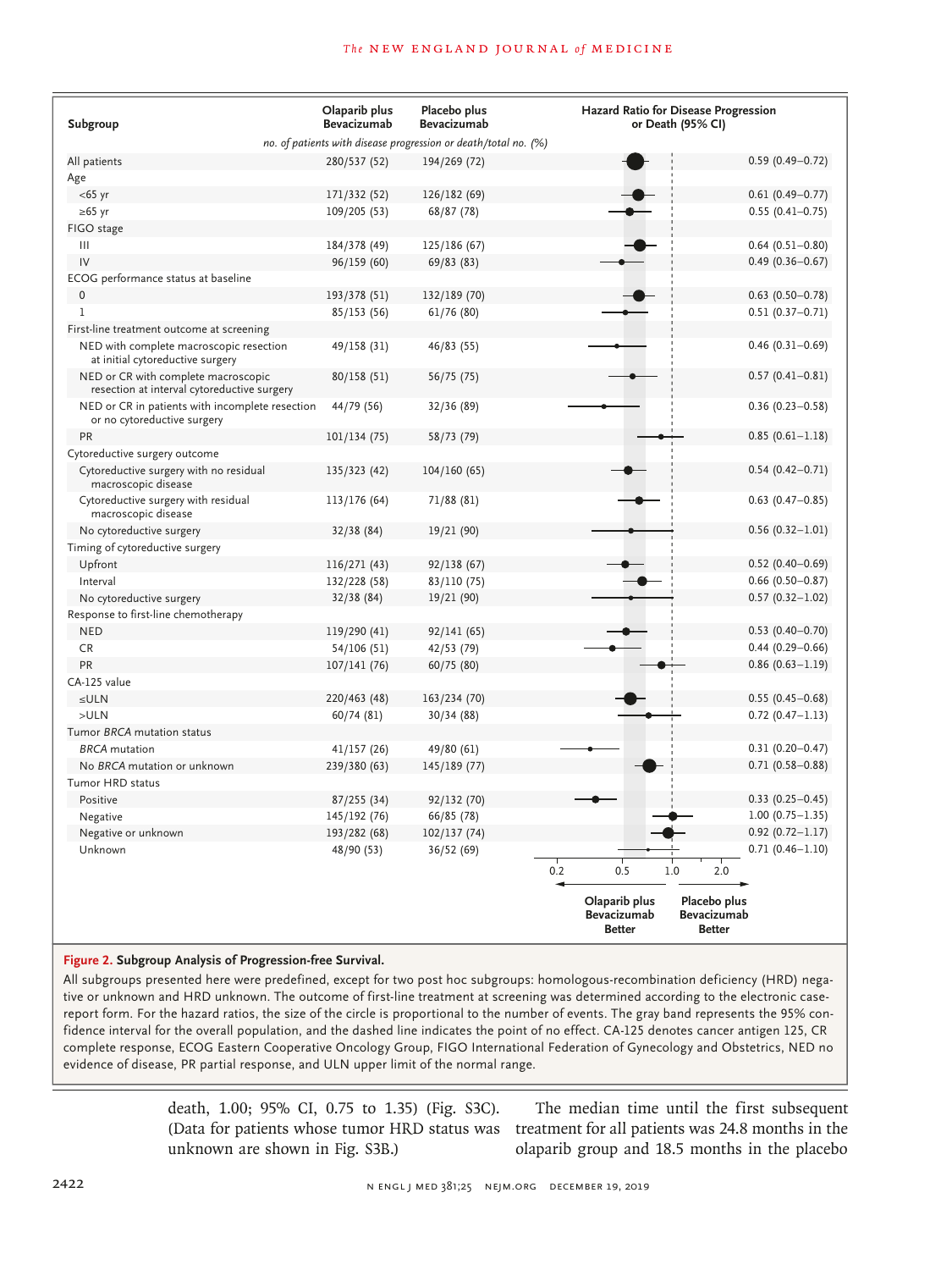| Subgroup | Olaparib plus Bevacizumab | Placebo plus Bevacizumab | Hazard Ratio for Disease Progression or Death (95% CI) |
|---|---|---|---|
| | *no. of patients with disease progression or death/total no. (%)* | | |
| All patients | 280/537 (52) | 194/269 (72) | 0.59 (0.49–0.72) |
| Age | | | |
| <65 yr | 171/332 (52) | 126/182 (69) | 0.61 (0.49–0.77) |
| ≥65 yr | 109/205 (53) | 68/87 (78) | 0.55 (0.41–0.75) |
| FIGO stage | | | |
| III | 184/378 (49) | 125/186 (67) | 0.64 (0.51–0.80) |
| IV | 96/159 (60) | 69/83 (83) | 0.49 (0.36–0.67) |
| ECOG performance status at baseline | | | |
| 0 | 193/378 (51) | 132/189 (70) | 0.63 (0.50–0.78) |
| 1 | 85/153 (56) | 61/76 (80) | 0.51 (0.37–0.71) |
| First-line treatment outcome at screening | | | |
| NED with complete macroscopic resection at initial cytoreductive surgery | 49/158 (31) | 46/83 (55) | 0.46 (0.31–0.69) |
| NED or CR with complete macroscopic resection at interval cytoreductive surgery | 80/158 (51) | 56/75 (75) | 0.57 (0.41–0.81) |
| NED or CR in patients with incomplete resection or no cytoreductive surgery | 44/79 (56) | 32/36 (89) | 0.36 (0.23–0.58) |
| PR | 101/134 (75) | 58/73 (79) | 0.85 (0.61–1.18) |
| Cytoreductive surgery outcome | | | |
| Cytoreductive surgery with no residual macroscopic disease | 135/323 (42) | 104/160 (65) | 0.54 (0.42–0.71) |
| Cytoreductive surgery with residual macroscopic disease | 113/176 (64) | 71/88 (81) | 0.63 (0.47–0.85) |
| No cytoreductive surgery | 32/38 (84) | 19/21 (90) | 0.56 (0.32–1.01) |
| Timing of cytoreductive surgery | | | |
| Upfront | 116/271 (43) | 92/138 (67) | 0.52 (0.40–0.69) |
| Interval | 132/228 (58) | 83/110 (75) | 0.66 (0.50–0.87) |
| No cytoreductive surgery | 32/38 (84) | 19/21 (90) | 0.57 (0.32–1.02) |
| Response to first-line chemotherapy | | | |
| NED | 119/290 (41) | 92/141 (65) | 0.53 (0.40–0.70) |
| CR | 54/106 (51) | 42/53 (79) | 0.44 (0.29–0.66) |
| PR | 107/141 (76) | 60/75 (80) | 0.86 (0.63–1.19) |
| CA-125 value | | | |
| ≤ULN | 220/463 (48) | 163/234 (70) | 0.55 (0.45–0.68) |
| >ULN | 60/74 (81) | 30/34 (88) | 0.72 (0.47–1.13) |
| Tumor *BRCA* mutation status | | | |
| *BRCA* mutation | 41/157 (26) | 49/80 (61) | 0.31 (0.20–0.47) |
| No *BRCA* mutation or unknown | 239/380 (63) | 145/189 (77) | 0.71 (0.58–0.88) |
| Tumor HRD status | | | |
| Positive | 87/255 (34) | 92/132 (70) | 0.33 (0.25–0.45) |
| Negative | 145/192 (76) | 66/85 (78) | 1.00 (0.75–1.35) |
| Negative or unknown | 193/282 (68) | 102/137 (74) | 0.92 (0.72–1.17) |
| Unknown | 48/90 (53) | 36/52 (69) | 0.71 (0.46–1.10) |

(Axis: 0.2, 0.5, 1.0, 2.0; ← Olaparib plus Bevacizumab Better | Placebo plus Bevacizumab Better →)

**Figure 2. Subgroup Analysis of Progression-free Survival.**

All subgroups presented here were predefined, except for two post hoc subgroups: homologous-recombination deficiency (HRD) negative or unknown and HRD unknown. The outcome of first-line treatment at screening was determined according to the electronic case-report form. For the hazard ratios, the size of the circle is proportional to the number of events. The gray band represents the 95% confidence interval for the overall population, and the dashed line indicates the point of no effect. CA-125 denotes cancer antigen 125, CR complete response, ECOG Eastern Cooperative Oncology Group, FIGO International Federation of Gynecology and Obstetrics, NED no evidence of disease, PR partial response, and ULN upper limit of the normal range.

death, 1.00; 95% CI, 0.75 to 1.35) (Fig. S3C). (Data for patients whose tumor HRD status was unknown are shown in Fig. S3B.)

The median time until the first subsequent treatment for all patients was 24.8 months in the olaparib group and 18.5 months in the placebo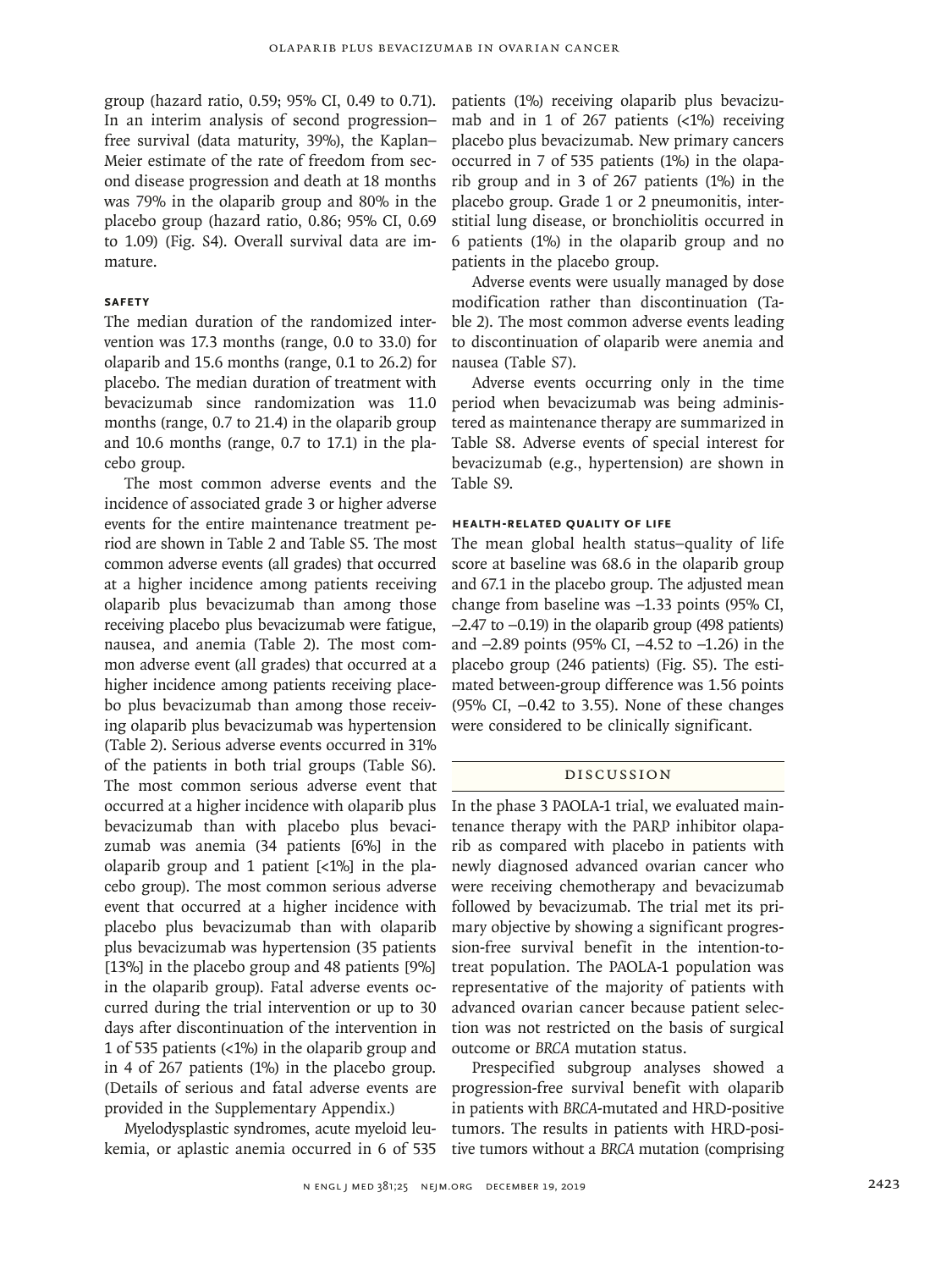group (hazard ratio, 0.59; 95% CI, 0.49 to 0.71). In an interim analysis of second progression–free survival (data maturity, 39%), the Kaplan–Meier estimate of the rate of freedom from second disease progression and death at 18 months was 79% in the olaparib group and 80% in the placebo group (hazard ratio, 0.86; 95% CI, 0.69 to 1.09) (Fig. S4). Overall survival data are immature.

### Safety

The median duration of the randomized intervention was 17.3 months (range, 0.0 to 33.0) for olaparib and 15.6 months (range, 0.1 to 26.2) for placebo. The median duration of treatment with bevacizumab since randomization was 11.0 months (range, 0.7 to 21.4) in the olaparib group and 10.6 months (range, 0.7 to 17.1) in the placebo group.

The most common adverse events and the incidence of associated grade 3 or higher adverse events for the entire maintenance treatment period are shown in Table 2 and Table S5. The most common adverse events (all grades) that occurred at a higher incidence among patients receiving olaparib plus bevacizumab than among those receiving placebo plus bevacizumab were fatigue, nausea, and anemia (Table 2). The most common adverse event (all grades) that occurred at a higher incidence among patients receiving placebo plus bevacizumab than among those receiving olaparib plus bevacizumab was hypertension (Table 2). Serious adverse events occurred in 31% of the patients in both trial groups (Table S6). The most common serious adverse event that occurred at a higher incidence with olaparib plus bevacizumab than with placebo plus bevacizumab was anemia (34 patients [6%] in the olaparib group and 1 patient [<1%] in the placebo group). The most common serious adverse event that occurred at a higher incidence with placebo plus bevacizumab than with olaparib plus bevacizumab was hypertension (35 patients [13%] in the placebo group and 48 patients [9%] in the olaparib group). Fatal adverse events occurred during the trial intervention or up to 30 days after discontinuation of the intervention in 1 of 535 patients (<1%) in the olaparib group and in 4 of 267 patients (1%) in the placebo group. (Details of serious and fatal adverse events are provided in the Supplementary Appendix.)

Myelodysplastic syndromes, acute myeloid leukemia, or aplastic anemia occurred in 6 of 535 patients (1%) receiving olaparib plus bevacizumab and in 1 of 267 patients (<1%) receiving placebo plus bevacizumab. New primary cancers occurred in 7 of 535 patients (1%) in the olaparib group and in 3 of 267 patients (1%) in the placebo group. Grade 1 or 2 pneumonitis, interstitial lung disease, or bronchiolitis occurred in 6 patients (1%) in the olaparib group and no patients in the placebo group.

Adverse events were usually managed by dose modification rather than discontinuation (Table 2). The most common adverse events leading to discontinuation of olaparib were anemia and nausea (Table S7).

Adverse events occurring only in the time period when bevacizumab was being administered as maintenance therapy are summarized in Table S8. Adverse events of special interest for bevacizumab (e.g., hypertension) are shown in Table S9.

### Health-Related Quality of Life

The mean global health status–quality of life score at baseline was 68.6 in the olaparib group and 67.1 in the placebo group. The adjusted mean change from baseline was −1.33 points (95% CI, −2.47 to −0.19) in the olaparib group (498 patients) and −2.89 points (95% CI, −4.52 to −1.26) in the placebo group (246 patients) (Fig. S5). The estimated between-group difference was 1.56 points (95% CI, −0.42 to 3.55). None of these changes were considered to be clinically significant.

## Discussion

In the phase 3 PAOLA-1 trial, we evaluated maintenance therapy with the PARP inhibitor olaparib as compared with placebo in patients with newly diagnosed advanced ovarian cancer who were receiving chemotherapy and bevacizumab followed by bevacizumab. The trial met its primary objective by showing a significant progression-free survival benefit in the intention-to-treat population. The PAOLA-1 population was representative of the majority of patients with advanced ovarian cancer because patient selection was not restricted on the basis of surgical outcome or *BRCA* mutation status.

Prespecified subgroup analyses showed a progression-free survival benefit with olaparib in patients with *BRCA*-mutated and HRD-positive tumors. The results in patients with HRD-positive tumors without a *BRCA* mutation (comprising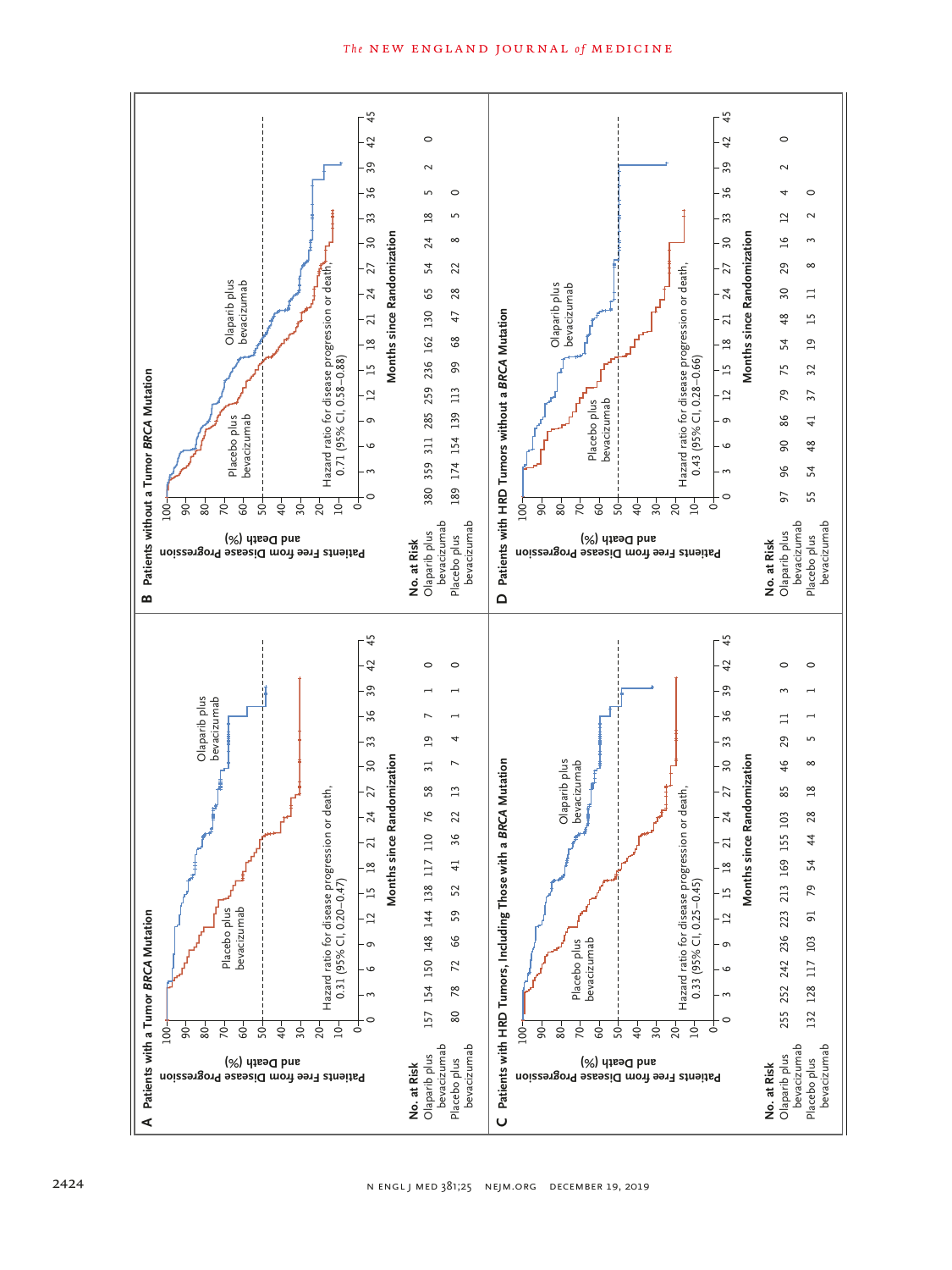**A Patients with a Tumor *BRCA* Mutation**

Hazard ratio for disease progression or death, 0.31 (95% CI, 0.20–0.47)

No. at Risk

| Months since Randomization | 0 | 3 | 6 | 9 | 12 | 15 | 18 | 21 | 24 | 27 | 30 | 33 | 36 | 39 | 42 | 45 |
|---|---|---|---|---|---|---|---|---|---|---|---|---|---|---|---|---|
| Olaparib plus bevacizumab | 157 | 154 | 150 | 148 | 144 | 138 | 117 | 110 | 76 | 58 | 31 | 19 | 7 | 1 | 0 | |
| Placebo plus bevacizumab | 80 | 78 | 72 | 66 | 59 | 52 | 41 | 36 | 22 | 13 | 7 | 4 | 1 | 1 | 0 | |

**B Patients without a Tumor *BRCA* Mutation**

Hazard ratio for disease progression or death, 0.71 (95% CI, 0.58–0.88)

No. at Risk

| Months since Randomization | 0 | 3 | 6 | 9 | 12 | 15 | 18 | 21 | 24 | 27 | 30 | 33 | 36 | 39 | 42 | 45 |
|---|---|---|---|---|---|---|---|---|---|---|---|---|---|---|---|---|
| Olaparib plus bevacizumab | 380 | 359 | 311 | 285 | 259 | 236 | 162 | 130 | 65 | 54 | 24 | 18 | 5 | 2 | 0 | |
| Placebo plus bevacizumab | 189 | 174 | 154 | 139 | 113 | 99 | 68 | 47 | 28 | 22 | 8 | 5 | 0 | | | |

**C Patients with HRD Tumors, Including Those with a *BRCA* Mutation**

Hazard ratio for disease progression or death, 0.33 (95% CI, 0.25–0.45)

No. at Risk

| Months since Randomization | 0 | 3 | 6 | 9 | 12 | 15 | 18 | 21 | 24 | 27 | 30 | 33 | 36 | 39 | 42 | 45 |
|---|---|---|---|---|---|---|---|---|---|---|---|---|---|---|---|---|
| Olaparib plus bevacizumab | 255 | 252 | 242 | 236 | 223 | 213 | 169 | 155 | 103 | 85 | 46 | 29 | 11 | 3 | 0 | |
| Placebo plus bevacizumab | 132 | 128 | 117 | 103 | 91 | 79 | 54 | 44 | 28 | 18 | 8 | 5 | 1 | 1 | 0 | |

**D Patients with HRD Tumors without a *BRCA* Mutation**

Hazard ratio for disease progression or death, 0.43 (95% CI, 0.28–0.66)

No. at Risk

| Months since Randomization | 0 | 3 | 6 | 9 | 12 | 15 | 18 | 21 | 24 | 27 | 30 | 33 | 36 | 39 | 42 | 45 |
|---|---|---|---|---|---|---|---|---|---|---|---|---|---|---|---|---|
| Olaparib plus bevacizumab | 97 | 96 | 90 | 86 | 79 | 75 | 54 | 48 | 30 | 29 | 16 | 12 | 4 | 2 | 0 | |
| Placebo plus bevacizumab | 55 | 54 | 48 | 41 | 37 | 32 | 19 | 15 | 11 | 8 | 3 | 2 | 0 | | | |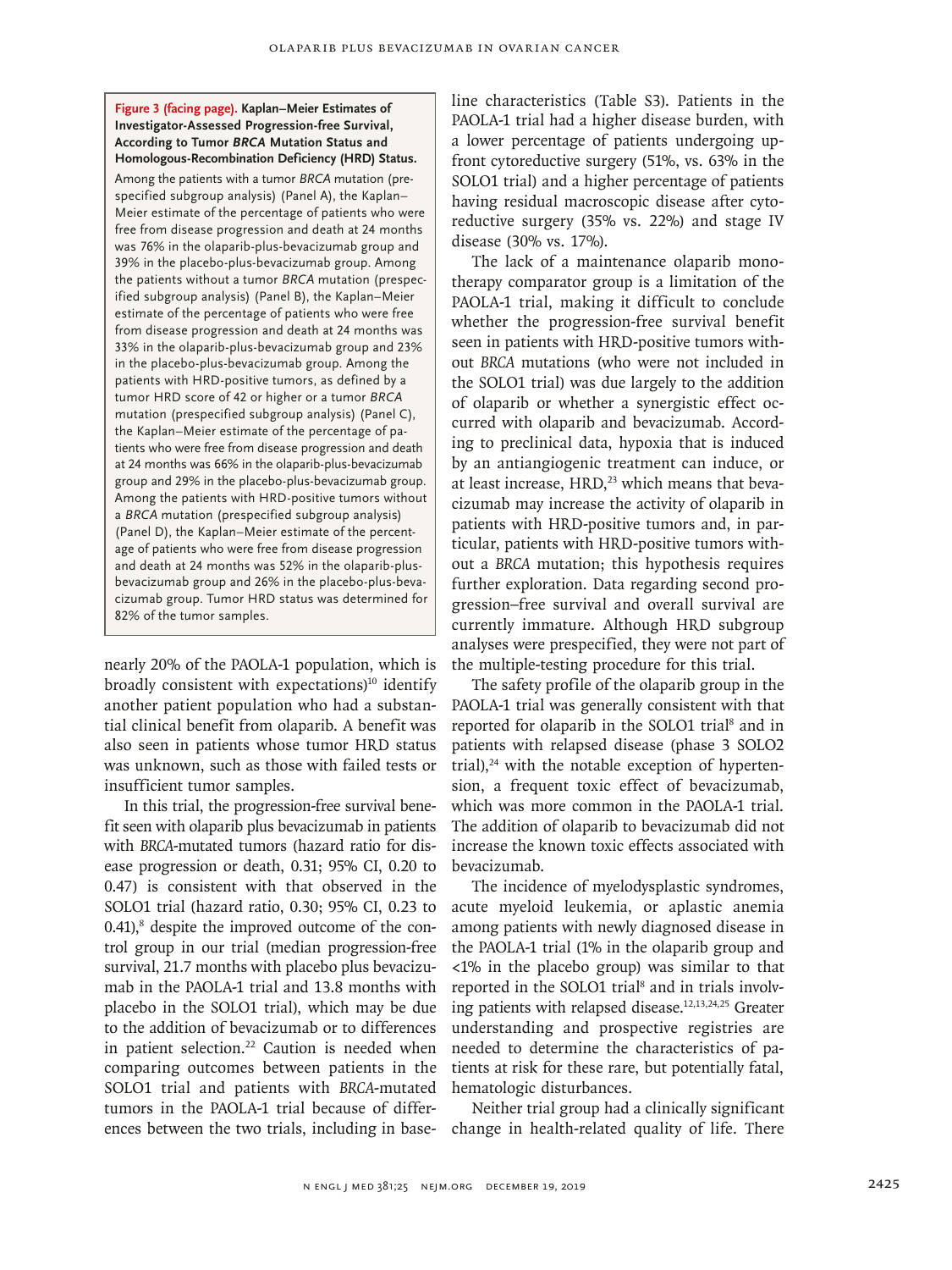**Figure 3 (facing page). Kaplan–Meier Estimates of Investigator-Assessed Progression-free Survival, According to Tumor *BRCA* Mutation Status and Homologous-Recombination Deficiency (HRD) Status.**

Among the patients with a tumor *BRCA* mutation (prespecified subgroup analysis) (Panel A), the Kaplan–Meier estimate of the percentage of patients who were free from disease progression and death at 24 months was 76% in the olaparib-plus-bevacizumab group and 39% in the placebo-plus-bevacizumab group. Among the patients without a tumor *BRCA* mutation (prespecified subgroup analysis) (Panel B), the Kaplan–Meier estimate of the percentage of patients who were free from disease progression and death at 24 months was 33% in the olaparib-plus-bevacizumab group and 23% in the placebo-plus-bevacizumab group. Among the patients with HRD-positive tumors, as defined by a tumor HRD score of 42 or higher or a tumor *BRCA* mutation (prespecified subgroup analysis) (Panel C), the Kaplan–Meier estimate of the percentage of patients who were free from disease progression and death at 24 months was 66% in the olaparib-plus-bevacizumab group and 29% in the placebo-plus-bevacizumab group. Among the patients with HRD-positive tumors without a *BRCA* mutation (prespecified subgroup analysis) (Panel D), the Kaplan–Meier estimate of the percentage of patients who were free from disease progression and death at 24 months was 52% in the olaparib-plus-bevacizumab group and 26% in the placebo-plus-bevacizumab group. Tumor HRD status was determined for 82% of the tumor samples.

nearly 20% of the PAOLA-1 population, which is broadly consistent with expectations)[10] identify another patient population who had a substantial clinical benefit from olaparib. A benefit was also seen in patients whose tumor HRD status was unknown, such as those with failed tests or insufficient tumor samples.

In this trial, the progression-free survival benefit seen with olaparib plus bevacizumab in patients with *BRCA*-mutated tumors (hazard ratio for disease progression or death, 0.31; 95% CI, 0.20 to 0.47) is consistent with that observed in the SOLO1 trial (hazard ratio, 0.30; 95% CI, 0.23 to 0.41),[8] despite the improved outcome of the control group in our trial (median progression-free survival, 21.7 months with placebo plus bevacizumab in the PAOLA-1 trial and 13.8 months with placebo in the SOLO1 trial), which may be due to the addition of bevacizumab or to differences in patient selection.[22] Caution is needed when comparing outcomes between patients in the SOLO1 trial and patients with *BRCA*-mutated tumors in the PAOLA-1 trial because of differences between the two trials, including in baseline characteristics (Table S3). Patients in the PAOLA-1 trial had a higher disease burden, with a lower percentage of patients undergoing upfront cytoreductive surgery (51%, vs. 63% in the SOLO1 trial) and a higher percentage of patients having residual macroscopic disease after cytoreductive surgery (35% vs. 22%) and stage IV disease (30% vs. 17%).

The lack of a maintenance olaparib monotherapy comparator group is a limitation of the PAOLA-1 trial, making it difficult to conclude whether the progression-free survival benefit seen in patients with HRD-positive tumors without *BRCA* mutations (who were not included in the SOLO1 trial) was due largely to the addition of olaparib or whether a synergistic effect occurred with olaparib and bevacizumab. According to preclinical data, hypoxia that is induced by an antiangiogenic treatment can induce, or at least increase, HRD,[23] which means that bevacizumab may increase the activity of olaparib in patients with HRD-positive tumors and, in particular, patients with HRD-positive tumors without a *BRCA* mutation; this hypothesis requires further exploration. Data regarding second progression–free survival and overall survival are currently immature. Although HRD subgroup analyses were prespecified, they were not part of the multiple-testing procedure for this trial.

The safety profile of the olaparib group in the PAOLA-1 trial was generally consistent with that reported for olaparib in the SOLO1 trial[8] and in patients with relapsed disease (phase 3 SOLO2 trial),[24] with the notable exception of hypertension, a frequent toxic effect of bevacizumab, which was more common in the PAOLA-1 trial. The addition of olaparib to bevacizumab did not increase the known toxic effects associated with bevacizumab.

The incidence of myelodysplastic syndromes, acute myeloid leukemia, or aplastic anemia among patients with newly diagnosed disease in the PAOLA-1 trial (1% in the olaparib group and <1% in the placebo group) was similar to that reported in the SOLO1 trial[8] and in trials involving patients with relapsed disease.[12,13,24,25] Greater understanding and prospective registries are needed to determine the characteristics of patients at risk for these rare, but potentially fatal, hematologic disturbances.

Neither trial group had a clinically significant change in health-related quality of life. There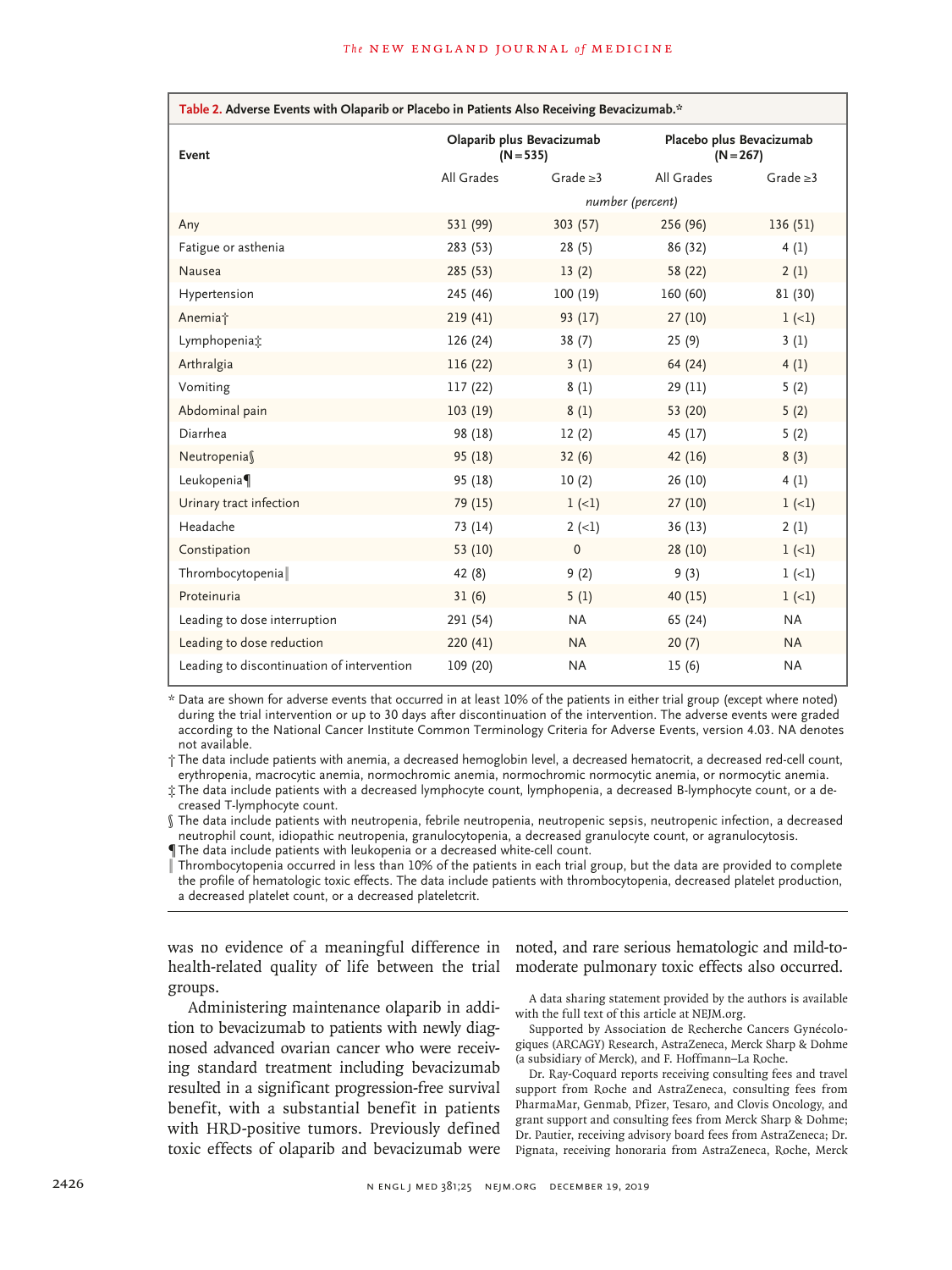**Table 2. Adverse Events with Olaparib or Placebo in Patients Also Receiving Bevacizumab.***

| Event | Olaparib plus Bevacizumab (N=535) | | Placebo plus Bevacizumab (N=267) | |
|---|---|---|---|---|
| | All Grades | Grade ≥3 | All Grades | Grade ≥3 |
| | *number (percent)* | | | |
| Any | 531 (99) | 303 (57) | 256 (96) | 136 (51) |
| Fatigue or asthenia | 283 (53) | 28 (5) | 86 (32) | 4 (1) |
| Nausea | 285 (53) | 13 (2) | 58 (22) | 2 (1) |
| Hypertension | 245 (46) | 100 (19) | 160 (60) | 81 (30) |
| Anemia† | 219 (41) | 93 (17) | 27 (10) | 1 (<1) |
| Lymphopenia‡ | 126 (24) | 38 (7) | 25 (9) | 3 (1) |
| Arthralgia | 116 (22) | 3 (1) | 64 (24) | 4 (1) |
| Vomiting | 117 (22) | 8 (1) | 29 (11) | 5 (2) |
| Abdominal pain | 103 (19) | 8 (1) | 53 (20) | 5 (2) |
| Diarrhea | 98 (18) | 12 (2) | 45 (17) | 5 (2) |
| Neutropenia§ | 95 (18) | 32 (6) | 42 (16) | 8 (3) |
| Leukopenia¶ | 95 (18) | 10 (2) | 26 (10) | 4 (1) |
| Urinary tract infection | 79 (15) | 1 (<1) | 27 (10) | 1 (<1) |
| Headache | 73 (14) | 2 (<1) | 36 (13) | 2 (1) |
| Constipation | 53 (10) | 0 | 28 (10) | 1 (<1) |
| Thrombocytopenia‖ | 42 (8) | 9 (2) | 9 (3) | 1 (<1) |
| Proteinuria | 31 (6) | 5 (1) | 40 (15) | 1 (<1) |
| Leading to dose interruption | 291 (54) | NA | 65 (24) | NA |
| Leading to dose reduction | 220 (41) | NA | 20 (7) | NA |
| Leading to discontinuation of intervention | 109 (20) | NA | 15 (6) | NA |

\* Data are shown for adverse events that occurred in at least 10% of the patients in either trial group (except where noted) during the trial intervention or up to 30 days after discontinuation of the intervention. The adverse events were graded according to the National Cancer Institute Common Terminology Criteria for Adverse Events, version 4.03. NA denotes not available.

† The data include patients with anemia, a decreased hemoglobin level, a decreased hematocrit, a decreased red-cell count, erythropenia, macrocytic anemia, normochromic anemia, normochromic normocytic anemia, or normocytic anemia.

‡ The data include patients with a decreased lymphocyte count, lymphopenia, a decreased B-lymphocyte count, or a decreased T-lymphocyte count.

§ The data include patients with neutropenia, febrile neutropenia, neutropenic sepsis, neutropenic infection, a decreased neutrophil count, idiopathic neutropenia, granulocytopenia, a decreased granulocyte count, or agranulocytosis.

¶ The data include patients with leukopenia or a decreased white-cell count.

‖ Thrombocytopenia occurred in less than 10% of the patients in each trial group, but the data are provided to complete the profile of hematologic toxic effects. The data include patients with thrombocytopenia, decreased platelet production, a decreased platelet count, or a decreased plateletcrit.

was no evidence of a meaningful difference in health-related quality of life between the trial groups.

Administering maintenance olaparib in addition to bevacizumab to patients with newly diagnosed advanced ovarian cancer who were receiving standard treatment including bevacizumab resulted in a significant progression-free survival benefit, with a substantial benefit in patients with HRD-positive tumors. Previously defined toxic effects of olaparib and bevacizumab were noted, and rare serious hematologic and mild-to-moderate pulmonary toxic effects also occurred.

A data sharing statement provided by the authors is available with the full text of this article at NEJM.org.

Supported by Association de Recherche Cancers Gynécologiques (ARCAGY) Research, AstraZeneca, Merck Sharp & Dohme (a subsidiary of Merck), and F. Hoffmann–La Roche.

Dr. Ray-Coquard reports receiving consulting fees and travel support from Roche and AstraZeneca, consulting fees from PharmaMar, Genmab, Pfizer, Tesaro, and Clovis Oncology, and grant support and consulting fees from Merck Sharp & Dohme; Dr. Pautier, receiving advisory board fees from AstraZeneca; Dr. Pignata, receiving honoraria from AstraZeneca, Roche, Merck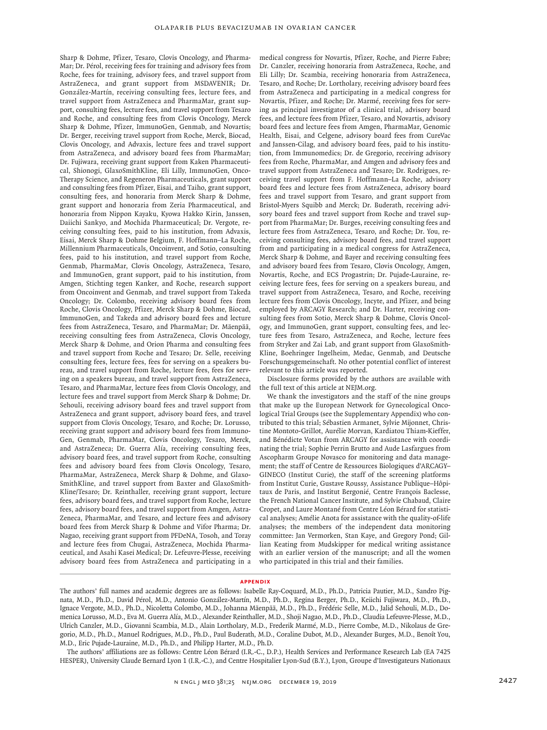Sharp & Dohme, Pfizer, Tesaro, Clovis Oncology, and PharmaMar; Dr. Pérol, receiving fees for training and advisory fees from Roche, fees for training, advisory fees, and travel support from AstraZeneca, and grant support from MSDAVENIR; Dr. González-Martín, receiving consulting fees, lecture fees, and travel support from AstraZeneca and PharmaMar, grant support, consulting fees, lecture fees, and travel support from Tesaro and Roche, and consulting fees from Clovis Oncology, Merck Sharp & Dohme, Pfizer, ImmunoGen, Genmab, and Novartis; Dr. Berger, receiving travel support from Roche, Merck, Biocad, Clovis Oncology, and Advaxis, lecture fees and travel support from AstraZeneca, and advisory board fees from PharmaMar; Dr. Fujiwara, receiving grant support from Kaken Pharmaceutical, Shionogi, GlaxoSmithKline, Eli Lilly, ImmunoGen, OncoTherapy Science, and Regeneron Pharmaceuticals, grant support and consulting fees from Pfizer, Eisai, and Taiho, grant support, consulting fees, and honoraria from Merck Sharp & Dohme, grant support and honoraria from Zeria Pharmaceutical, and honoraria from Nippon Kayaku, Kyowa Hakko Kirin, Janssen, Daiichi Sankyo, and Mochida Pharmaceutical; Dr. Vergote, receiving consulting fees, paid to his institution, from Advaxis, Eisai, Merck Sharp & Dohme Belgium, F. Hoffmann–La Roche, Millennium Pharmaceuticals, Oncoinvent, and Sotio, consulting fees, paid to his institution, and travel support from Roche, Genmab, PharmaMar, Clovis Oncology, AstraZeneca, Tesaro, and ImmunoGen, grant support, paid to his institution, from Amgen, Stichting tegen Kanker, and Roche, research support from Oncoinvent and Genmab, and travel support from Takeda Oncology; Dr. Colombo, receiving advisory board fees from Roche, Clovis Oncology, Pfizer, Merck Sharp & Dohme, Biocad, ImmunoGen, and Takeda and advisory board fees and lecture fees from AstraZeneca, Tesaro, and PharmaMar; Dr. Mäenpää, receiving consulting fees from AstraZeneca, Clovis Oncology, Merck Sharp & Dohme, and Orion Pharma and consulting fees and travel support from Roche and Tesaro; Dr. Selle, receiving consulting fees, lecture fees, fees for serving on a speakers bureau, and travel support from Roche, lecture fees, fees for serving on a speakers bureau, and travel support from AstraZeneca, Tesaro, and PharmaMar, lecture fees from Clovis Oncology, and lecture fees and travel support from Merck Sharp & Dohme; Dr. Sehouli, receiving advisory board fees and travel support from AstraZeneca and grant support, advisory board fees, and travel support from Clovis Oncology, Tesaro, and Roche; Dr. Lorusso, receiving grant support and advisory board fees from ImmunoGen, Genmab, PharmaMar, Clovis Oncology, Tesaro, Merck, and AstraZeneca; Dr. Guerra Alía, receiving consulting fees, advisory board fees, and travel support from Roche, consulting fees and advisory board fees from Clovis Oncology, Tesaro, PharmaMar, AstraZeneca, Merck Sharp & Dohme, and GlaxoSmithKline, and travel support from Baxter and GlaxoSmithKline/Tesaro; Dr. Reinthaller, receiving grant support, lecture fees, advisory board fees, and travel support from Roche, lecture fees, advisory board fees, and travel support from Amgen, AstraZeneca, PharmaMar, and Tesaro, and lecture fees and advisory board fees from Merck Sharp & Dohme and Vifor Pharma; Dr. Nagao, receiving grant support from PFDeNA, Tosoh, and Toray and lecture fees from Chugai, AstraZeneca, Mochida Pharmaceutical, and Asahi Kasei Medical; Dr. Lefeuvre-Plesse, receiving advisory board fees from AstraZeneca and participating in a medical congress for Novartis, Pfizer, Roche, and Pierre Fabre; Dr. Canzler, receiving honoraria from AstraZeneca, Roche, and Eli Lilly; Dr. Scambia, receiving honoraria from AstraZeneca, Tesaro, and Roche; Dr. Lortholary, receiving advisory board fees from AstraZeneca and participating in a medical congress for Novartis, Pfizer, and Roche; Dr. Marmé, receiving fees for serving as principal investigator of a clinical trial, advisory board fees, and lecture fees from Pfizer, Tesaro, and Novartis, advisory board fees and lecture fees from Amgen, PharmaMar, Genomic Health, Eisai, and Celgene, advisory board fees from CureVac and Janssen-Cilag, and advisory board fees, paid to his institution, from Immunomedics; Dr. de Gregorio, receiving advisory fees from Roche, PharmaMar, and Amgen and advisory fees and travel support from AstraZeneca and Tesaro; Dr. Rodrigues, receiving travel support from F. Hoffmann–La Roche, advisory board fees and lecture fees from AstraZeneca, advisory board fees and travel support from Tesaro, and grant support from Bristol-Myers Squibb and Merck; Dr. Buderath, receiving advisory board fees and travel support from Roche and travel support from PharmaMar; Dr. Burges, receiving consulting fees and lecture fees from AstraZeneca, Tesaro, and Roche; Dr. You, receiving consulting fees, advisory board fees, and travel support from and participating in a medical congress for AstraZeneca, Merck Sharp & Dohme, and Bayer and receiving consulting fees and advisory board fees from Tesaro, Clovis Oncology, Amgen, Novartis, Roche, and ECS Progastrin; Dr. Pujade-Lauraine, receiving lecture fees, fees for serving on a speakers bureau, and travel support from AstraZeneca, Tesaro, and Roche, receiving lecture fees from Clovis Oncology, Incyte, and Pfizer, and being employed by ARCAGY Research; and Dr. Harter, receiving consulting fees from Sotio, Merck Sharp & Dohme, Clovis Oncology, and ImmunoGen, grant support, consulting fees, and lecture fees from Tesaro, AstraZeneca, and Roche, lecture fees from Stryker and Zai Lab, and grant support from GlaxoSmithKline, Boehringer Ingelheim, Medac, Genmab, and Deutsche Forschungsgemeinschaft. No other potential conflict of interest relevant to this article was reported.

Disclosure forms provided by the authors are available with the full text of this article at NEJM.org.

We thank the investigators and the staff of the nine groups that make up the European Network for Gynecological Oncological Trial Groups (see the Supplementary Appendix) who contributed to this trial; Sébastien Armanet, Sylvie Mijonnet, Christine Montoto-Grillot, Aurélie Morvan, Kardiatou Thiam-Kieffer, and Bénédicte Votan from ARCAGY for assistance with coordinating the trial; Sophie Perrin Brutto and Aude Lasfargues from Ascopharm Groupe Novasco for monitoring and data management; the staff of Centre de Ressources Biologiques d'ARCAGY–GINECO (Institut Curie), the staff of the screening platforms from Institut Curie, Gustave Roussy, Assistance Publique–Hôpitaux de Paris, and Institut Bergonié, Centre François Baclesse, the French National Cancer Institute, and Sylvie Chabaud, Claire Cropet, and Laure Montané from Centre Léon Bérard for statistical analyses; Amélie Anota for assistance with the quality-of-life analyses; the members of the independent data monitoring committee: Jan Vermorken, Stan Kaye, and Gregory Pond; Gillian Keating from Mudskipper for medical writing assistance with an earlier version of the manuscript; and all the women who participated in this trial and their families.

## APPENDIX

The authors' full names and academic degrees are as follows: Isabelle Ray-Coquard, M.D., Ph.D., Patricia Pautier, M.D., Sandro Pignata, M.D., Ph.D., David Pérol, M.D., Antonio González-Martín, M.D., Ph.D., Regina Berger, Ph.D., Keiichi Fujiwara, M.D., Ph.D., Ignace Vergote, M.D., Ph.D., Nicoletta Colombo, M.D., Johanna Mäenpää, M.D., Ph.D., Frédéric Selle, M.D., Jalid Sehouli, M.D., Domenica Lorusso, M.D., Eva M. Guerra Alía, M.D., Alexander Reinthaller, M.D., Shoji Nagao, M.D., Ph.D., Claudia Lefeuvre-Plesse, M.D., Ulrich Canzler, M.D., Giovanni Scambia, M.D., Alain Lortholary, M.D., Frederik Marmé, M.D., Pierre Combe, M.D., Nikolaus de Gregorio, M.D., Ph.D., Manuel Rodrigues, M.D., Ph.D., Paul Buderath, M.D., Coraline Dubot, M.D., Alexander Burges, M.D., Benoît You, M.D., Ph.D., Eric Pujade-Lauraine, M.D., Ph.D., and Philipp Harter, M.D., Ph.D.

The authors' affiliations are as follows: Centre Léon Bérard (I.R.-C., D.P.), Health Services and Performance Research Lab (EA 7425 HESPER), University Claude Bernard Lyon 1 (I.R.-C.), and Centre Hospitalier Lyon-Sud (B.Y.), Lyon, Groupe d'Investigateurs Nationaux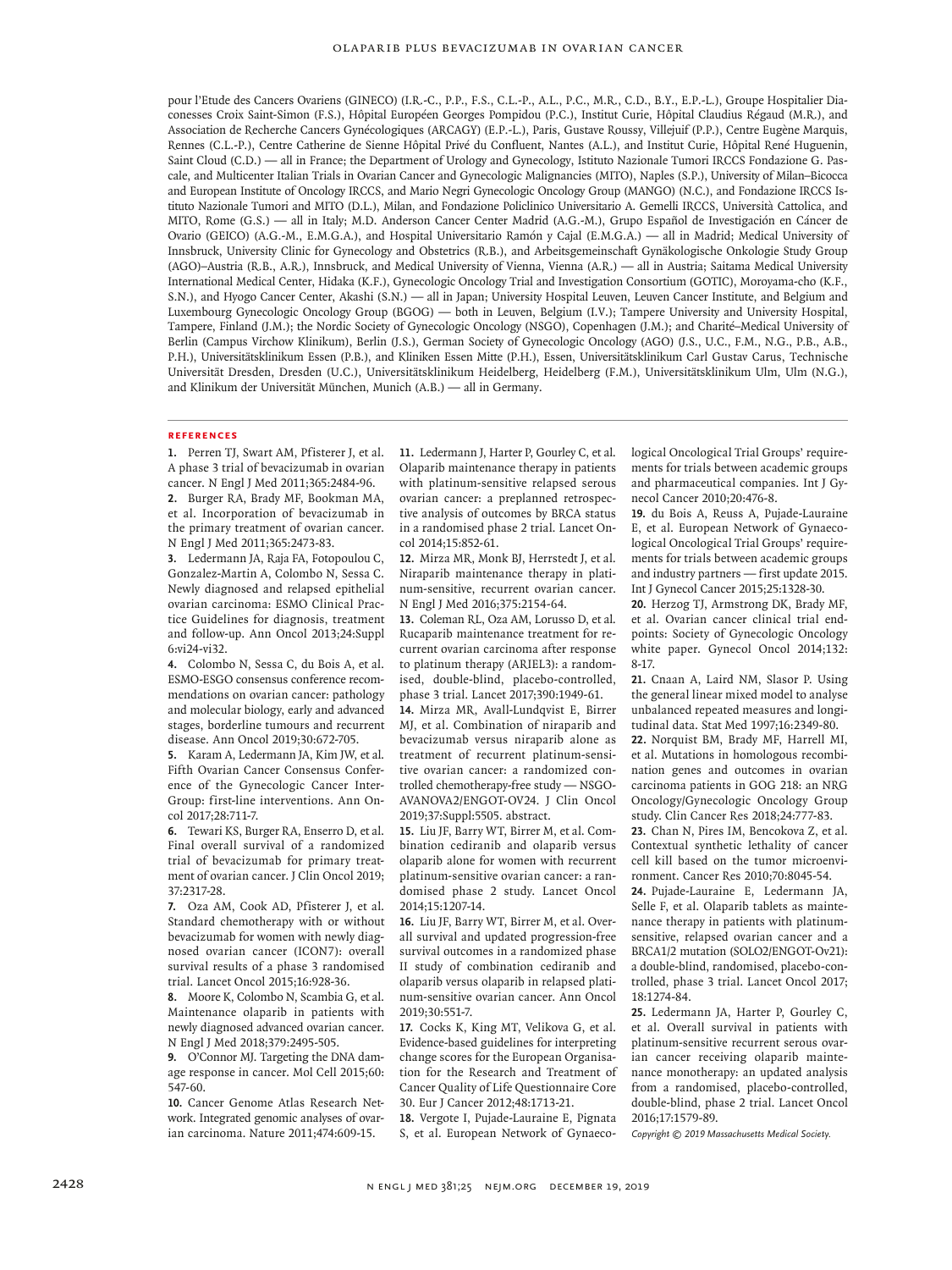pour l'Etude des Cancers Ovariens (GINECO) (I.R.-C., P.P., F.S., C.L.-P., A.L., P.C., M.R., C.D., B.Y., E.P.-L.), Groupe Hospitalier Diaconesses Croix Saint-Simon (F.S.), Hôpital Européen Georges Pompidou (P.C.), Institut Curie, Hôpital Claudius Régaud (M.R.), and Association de Recherche Cancers Gynécologiques (ARCAGY) (E.P.-L.), Paris, Gustave Roussy, Villejuif (P.P.), Centre Eugène Marquis, Rennes (C.L.-P.), Centre Catherine de Sienne Hôpital Privé du Confluent, Nantes (A.L.), and Institut Curie, Hôpital René Huguenin, Saint Cloud (C.D.) — all in France; the Department of Urology and Gynecology, Istituto Nazionale Tumori IRCCS Fondazione G. Pascale, and Multicenter Italian Trials in Ovarian Cancer and Gynecologic Malignancies (MITO), Naples (S.P.), University of Milan–Bicocca and European Institute of Oncology IRCCS, and Mario Negri Gynecologic Oncology Group (MANGO) (N.C.), and Fondazione IRCCS Istituto Nazionale Tumori and MITO (D.L.), Milan, and Fondazione Policlinico Universitario A. Gemelli IRCCS, Università Cattolica, and MITO, Rome (G.S.) — all in Italy; M.D. Anderson Cancer Center Madrid (A.G.-M.), Grupo Español de Investigación en Cáncer de Ovario (GEICO) (A.G.-M., E.M.G.A.), and Hospital Universitario Ramón y Cajal (E.M.G.A.) — all in Madrid; Medical University of Innsbruck, University Clinic for Gynecology and Obstetrics (R.B.), and Arbeitsgemeinschaft Gynäkologische Onkologie Study Group (AGO)–Austria (R.B., A.R.), Innsbruck, and Medical University of Vienna, Vienna (A.R.) — all in Austria; Saitama Medical University International Medical Center, Hidaka (K.F.), Gynecologic Oncology Trial and Investigation Consortium (GOTIC), Moroyama-cho (K.F., S.N.), and Hyogo Cancer Center, Akashi (S.N.) — all in Japan; University Hospital Leuven, Leuven Cancer Institute, and Belgium and Luxembourg Gynecologic Oncology Group (BGOG) — both in Leuven, Belgium (I.V.); Tampere University and University Hospital, Tampere, Finland (J.M.); the Nordic Society of Gynecologic Oncology (NSGO), Copenhagen (J.M.); and Charité–Medical University of Berlin (Campus Virchow Klinikum), Berlin (J.S.), German Society of Gynecologic Oncology (AGO) (J.S., U.C., F.M., N.G., P.B., A.B., P.H.), Universitätsklinikum Essen (P.B.), and Kliniken Essen Mitte (P.H.), Essen, Universitätsklinikum Carl Gustav Carus, Technische Universität Dresden, Dresden (U.C.), Universitätsklinikum Heidelberg, Heidelberg (F.M.), Universitätsklinikum Ulm, Ulm (N.G.), and Klinikum der Universität München, Munich (A.B.) — all in Germany.

## References

1. Perren TJ, Swart AM, Pfisterer J, et al. A phase 3 trial of bevacizumab in ovarian cancer. N Engl J Med 2011;365:2484-96.
2. Burger RA, Brady MF, Bookman MA, et al. Incorporation of bevacizumab in the primary treatment of ovarian cancer. N Engl J Med 2011;365:2473-83.
3. Ledermann JA, Raja FA, Fotopoulou C, Gonzalez-Martin A, Colombo N, Sessa C. Newly diagnosed and relapsed epithelial ovarian carcinoma: ESMO Clinical Practice Guidelines for diagnosis, treatment and follow-up. Ann Oncol 2013;24:Suppl 6:vi24-vi32.
4. Colombo N, Sessa C, du Bois A, et al. ESMO-ESGO consensus conference recommendations on ovarian cancer: pathology and molecular biology, early and advanced stages, borderline tumours and recurrent disease. Ann Oncol 2019;30:672-705.
5. Karam A, Ledermann JA, Kim JW, et al. Fifth Ovarian Cancer Consensus Conference of the Gynecologic Cancer InterGroup: first-line interventions. Ann Oncol 2017;28:711-7.
6. Tewari KS, Burger RA, Enserro D, et al. Final overall survival of a randomized trial of bevacizumab for primary treatment of ovarian cancer. J Clin Oncol 2019;37:2317-28.
7. Oza AM, Cook AD, Pfisterer J, et al. Standard chemotherapy with or without bevacizumab for women with newly diagnosed ovarian cancer (ICON7): overall survival results of a phase 3 randomised trial. Lancet Oncol 2015;16:928-36.
8. Moore K, Colombo N, Scambia G, et al. Maintenance olaparib in patients with newly diagnosed advanced ovarian cancer. N Engl J Med 2018;379:2495-505.
9. O'Connor MJ. Targeting the DNA damage response in cancer. Mol Cell 2015;60:547-60.
10. Cancer Genome Atlas Research Network. Integrated genomic analyses of ovarian carcinoma. Nature 2011;474:609-15.
11. Ledermann J, Harter P, Gourley C, et al. Olaparib maintenance therapy in patients with platinum-sensitive relapsed serous ovarian cancer: a preplanned retrospective analysis of outcomes by BRCA status in a randomised phase 2 trial. Lancet Oncol 2014;15:852-61.
12. Mirza MR, Monk BJ, Herrstedt J, et al. Niraparib maintenance therapy in platinum-sensitive, recurrent ovarian cancer. N Engl J Med 2016;375:2154-64.
13. Coleman RL, Oza AM, Lorusso D, et al. Rucaparib maintenance treatment for recurrent ovarian carcinoma after response to platinum therapy (ARIEL3): a randomised, double-blind, placebo-controlled, phase 3 trial. Lancet 2017;390:1949-61.
14. Mirza MR, Avall-Lundqvist E, Birrer MJ, et al. Combination of niraparib and bevacizumab versus niraparib alone as treatment of recurrent platinum-sensitive ovarian cancer: a randomized controlled chemotherapy-free study — NSGO-AVANOVA2/ENGOT-OV24. J Clin Oncol 2019;37:Suppl:5505. abstract.
15. Liu JF, Barry WT, Birrer M, et al. Combination cediranib and olaparib versus olaparib alone for women with recurrent platinum-sensitive ovarian cancer: a randomised phase 2 study. Lancet Oncol 2014;15:1207-14.
16. Liu JF, Barry WT, Birrer M, et al. Overall survival and updated progression-free survival outcomes in a randomized phase II study of combination cediranib and olaparib versus olaparib in relapsed platinum-sensitive ovarian cancer. Ann Oncol 2019;30:551-7.
17. Cocks K, King MT, Velikova G, et al. Evidence-based guidelines for interpreting change scores for the European Organisation for the Research and Treatment of Cancer Quality of Life Questionnaire Core 30. Eur J Cancer 2012;48:1713-21.
18. Vergote I, Pujade-Lauraine E, Pignata S, et al. European Network of Gynaecological Oncological Trial Groups' requirements for trials between academic groups and pharmaceutical companies. Int J Gynecol Cancer 2010;20:476-8.
19. du Bois A, Reuss A, Pujade-Lauraine E, et al. European Network of Gynaecological Oncological Trial Groups' requirements for trials between academic groups and industry partners — first update 2015. Int J Gynecol Cancer 2015;25:1328-30.
20. Herzog TJ, Armstrong DK, Brady MF, et al. Ovarian cancer clinical trial endpoints: Society of Gynecologic Oncology white paper. Gynecol Oncol 2014;132:8-17.
21. Cnaan A, Laird NM, Slasor P. Using the general linear mixed model to analyse unbalanced repeated measures and longitudinal data. Stat Med 1997;16:2349-80.
22. Norquist BM, Brady MF, Harrell MI, et al. Mutations in homologous recombination genes and outcomes in ovarian carcinoma patients in GOG 218: an NRG Oncology/Gynecologic Oncology Group study. Clin Cancer Res 2018;24:777-83.
23. Chan N, Pires IM, Bencokova Z, et al. Contextual synthetic lethality of cancer cell kill based on the tumor microenvironment. Cancer Res 2010;70:8045-54.
24. Pujade-Lauraine E, Ledermann JA, Selle F, et al. Olaparib tablets as maintenance therapy in patients with platinum-sensitive, relapsed ovarian cancer and a BRCA1/2 mutation (SOLO2/ENGOT-Ov21): a double-blind, randomised, placebo-controlled, phase 3 trial. Lancet Oncol 2017;18:1274-84.
25. Ledermann JA, Harter P, Gourley C, et al. Overall survival in patients with platinum-sensitive recurrent serous ovarian cancer receiving olaparib maintenance monotherapy: an updated analysis from a randomised, placebo-controlled, double-blind, phase 2 trial. Lancet Oncol 2016;17:1579-89.

*Copyright © 2019 Massachusetts Medical Society.*